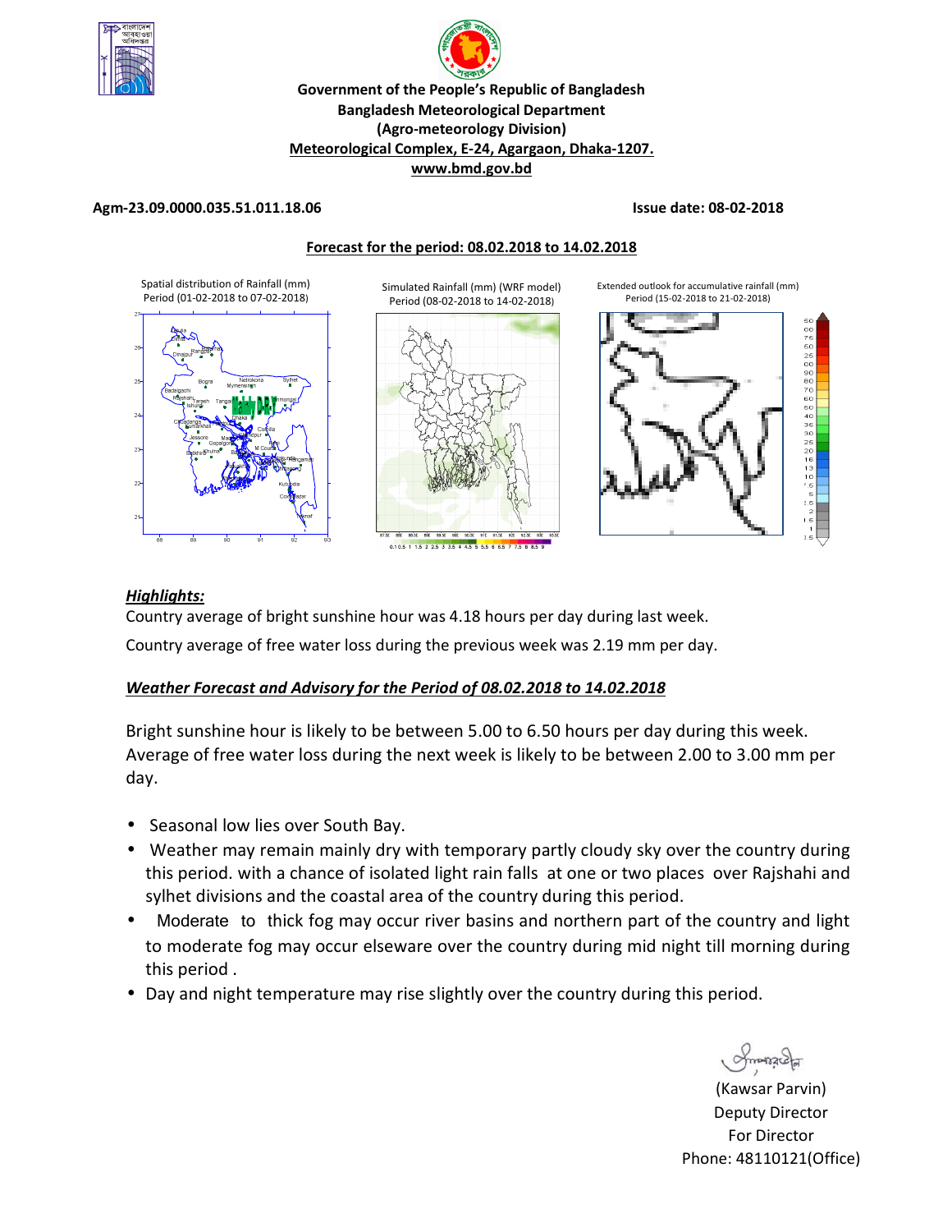Government of the People's Republic of Bangladesh
Bangladesh Meteorological Department
(Agro-meteorology Division)
Meteorological Complex, E-24, Agargaon, Dhaka-1207.
www.bmd.gov.bd

**Agm-23.09.0000.035.51.011.18.06** **Issue date: 08-02-2018**

**Forecast for the period: 08.02.2018 to 14.02.2018**

Spatial distribution of Rainfall (mm) Period (01-02-2018 to 07-02-2018)

Simulated Rainfall (mm) (WRF model) Period (08-02-2018 to 14-02-2018)

Extended outlook for accumulative rainfall (mm) Period (15-02-2018 to 21-02-2018)

***Highlights:***

Country average of bright sunshine hour was 4.18 hours per day during last week.

Country average of free water loss during the previous week was 2.19 mm per day.

***Weather Forecast and Advisory for the Period of 08.02.2018 to 14.02.2018***

Bright sunshine hour is likely to be between 5.00 to 6.50 hours per day during this week. Average of free water loss during the next week is likely to be between 2.00 to 3.00 mm per day.

- Seasonal low lies over South Bay.
- Weather may remain mainly dry with temporary partly cloudy sky over the country during this period. with a chance of isolated light rain falls at one or two places over Rajshahi and sylhet divisions and the coastal area of the country during this period.
- Moderate to thick fog may occur river basins and northern part of the country and light to moderate fog may occur elseware over the country during mid night till morning during this period .
- Day and night temperature may rise slightly over the country during this period.

(Kawsar Parvin)
Deputy Director
For Director
Phone: 48110121(Office)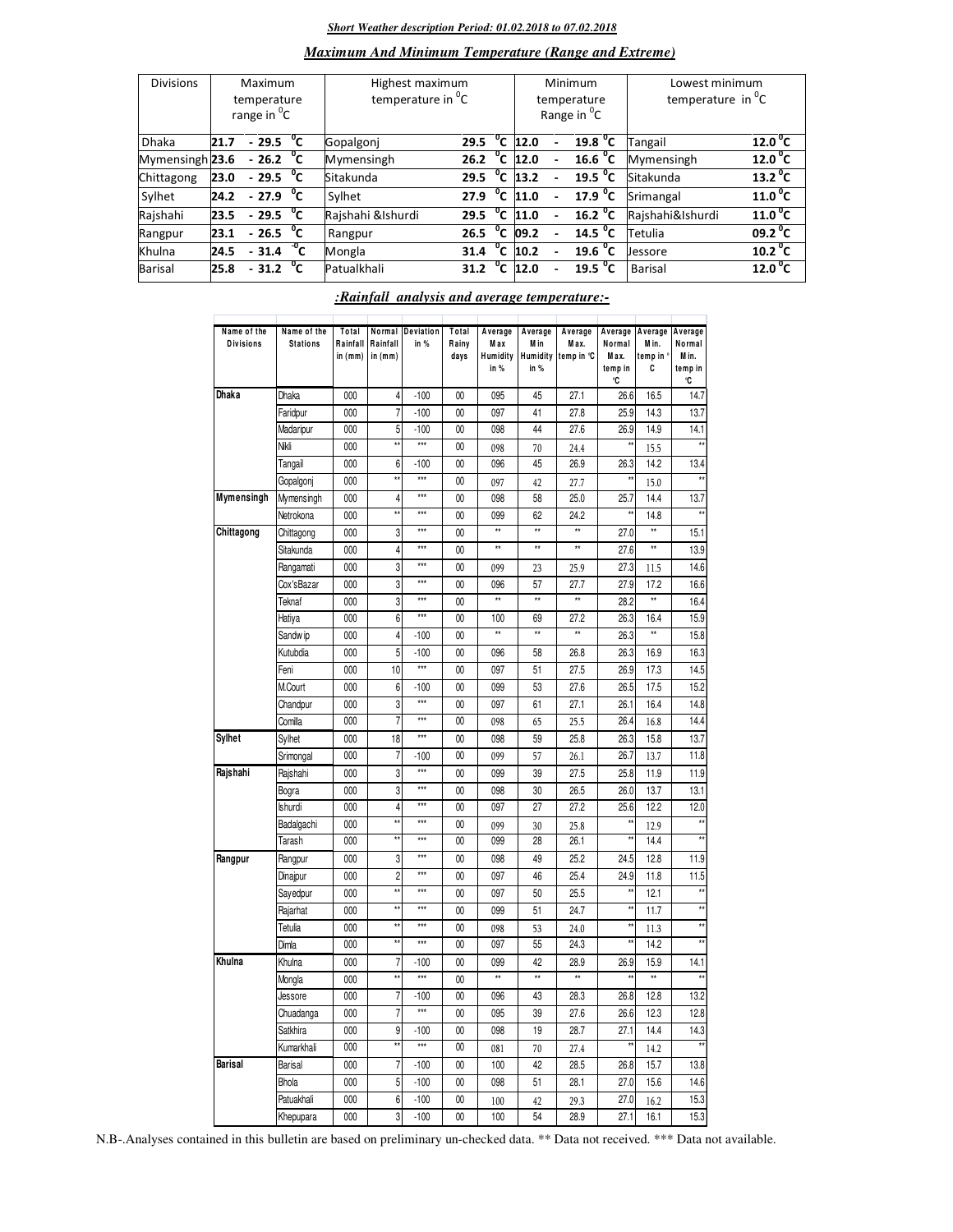***Short Weather description Period: 01.02.2018 to 07.02.2018***

***Maximum And Minimum Temperature (Range and Extreme)***

| Divisions | Maximum temperature range in $^0$C | Highest maximum temperature in $^0$C | | Minimum temperature Range in $^0$C | Lowest minimum temperature in $^0$C | |
|---|---|---|---|---|---|---|
| Dhaka | 21.7 - 29.5 $^0$C | Gopalgonj | 29.5 $^0$C | 12.0 - 19.8 $^0$C | Tangail | 12.0 $^0$C |
| Mymensingh | 23.6 - 26.2 $^0$C | Mymensingh | 26.2 $^0$C | 12.0 - 16.6 $^0$C | Mymensingh | 12.0 $^0$C |
| Chittagong | 23.0 - 29.5 $^0$C | Sitakunda | 29.5 $^0$C | 13.2 - 19.5 $^0$C | Sitakunda | 13.2 $^0$C |
| Sylhet | 24.2 - 27.9 $^0$C | Sylhet | 27.9 $^0$C | 11.0 - 17.9 $^0$C | Srimangal | 11.0 $^0$C |
| Rajshahi | 23.5 - 29.5 $^0$C | Rajshahi &Ishurdi | 29.5 $^0$C | 11.0 - 16.2 $^0$C | Rajshahi&Ishurdi | 11.0 $^0$C |
| Rangpur | 23.1 - 26.5 $^0$C | Rangpur | 26.5 $^0$C | 09.2 - 14.5 $^0$C | Tetulia | 09.2 $^0$C |
| Khulna | 24.5 - 31.4 $^0$C | Mongla | 31.4 $^0$C | 10.2 - 19.6 $^0$C | Jessore | 10.2 $^0$C |
| Barisal | 25.8 - 31.2 $^0$C | Patualkhali | 31.2 $^0$C | 12.0 - 19.5 $^0$C | Barisal | 12.0 $^0$C |

***:Rainfall analysis and average temperature:-***

| Name of the Divisions | Name of the Stations | Total Rainfall in (mm) | Normal Rainfall in (mm) | Deviation in % | Total Rainy days | Average Max Humidity in % | Average Min Humidity in % | Average Max. temp in ℃ | Average Normal Max. temp in ℃ | Average Min. temp in ℃ | Average Normal Min. temp in ℃ |
|---|---|---|---|---|---|---|---|---|---|---|---|
| Dhaka | Dhaka | 000 | 4 | -100 | 00 | 095 | 45 | 27.1 | 26.6 | 16.5 | 14.7 |
| | Faridpur | 000 | 7 | -100 | 00 | 097 | 41 | 27.8 | 25.9 | 14.3 | 13.7 |
| | Madaripur | 000 | 5 | -100 | 00 | 098 | 44 | 27.6 | 26.9 | 14.9 | 14.1 |
| | Nikli | 000 | ** | *** | 00 | 098 | 70 | 24.4 | ** | 15.5 | ** |
| | Tangail | 000 | 6 | -100 | 00 | 096 | 45 | 26.9 | 26.3 | 14.2 | 13.4 |
| | Gopalgonj | 000 | ** | *** | 00 | 097 | 42 | 27.7 | ** | 15.0 | ** |
| Mymensingh | Mymensingh | 000 | 4 | *** | 00 | 098 | 58 | 25.0 | 25.7 | 14.4 | 13.7 |
| | Netrokona | 000 | ** | *** | 00 | 099 | 62 | 24.2 | ** | 14.8 | ** |
| Chittagong | Chittagong | 000 | 3 | *** | 00 | ** | ** | ** | 27.0 | ** | 15.1 |
| | Sitakunda | 000 | 4 | *** | 00 | ** | ** | ** | 27.6 | ** | 13.9 |
| | Rangamati | 000 | 3 | *** | 00 | 099 | 23 | 25.9 | 27.3 | 11.5 | 14.6 |
| | Cox'sBazar | 000 | 3 | *** | 00 | 096 | 57 | 27.7 | 27.9 | 17.2 | 16.6 |
| | Teknaf | 000 | 3 | *** | 00 | ** | ** | ** | 28.2 | ** | 16.4 |
| | Hatiya | 000 | 6 | *** | 00 | 100 | 69 | 27.2 | 26.3 | 16.4 | 15.9 |
| | Sandwip | 000 | 4 | -100 | 00 | ** | ** | ** | 26.3 | ** | 15.8 |
| | Kutubdia | 000 | 5 | -100 | 00 | 096 | 58 | 26.8 | 26.3 | 16.9 | 16.3 |
| | Feni | 000 | 10 | *** | 00 | 097 | 51 | 27.5 | 26.9 | 17.3 | 14.5 |
| | M.Court | 000 | 6 | -100 | 00 | 099 | 53 | 27.6 | 26.5 | 17.5 | 15.2 |
| | Chandpur | 000 | 3 | *** | 00 | 097 | 61 | 27.1 | 26.1 | 16.4 | 14.8 |
| | Comilla | 000 | 7 | *** | 00 | 098 | 65 | 25.5 | 26.4 | 16.8 | 14.4 |
| Sylhet | Sylhet | 000 | 18 | *** | 00 | 098 | 59 | 25.8 | 26.3 | 15.8 | 13.7 |
| | Srimongal | 000 | 7 | -100 | 00 | 099 | 57 | 26.1 | 26.7 | 13.7 | 11.8 |
| Rajshahi | Rajshahi | 000 | 3 | *** | 00 | 099 | 39 | 27.5 | 25.8 | 11.9 | 11.9 |
| | Bogra | 000 | 3 | *** | 00 | 098 | 30 | 26.5 | 26.0 | 13.7 | 13.1 |
| | Ishurdi | 000 | 4 | *** | 00 | 097 | 27 | 27.2 | 25.6 | 12.2 | 12.0 |
| | Badalgachi | 000 | ** | *** | 00 | 099 | 30 | 25.8 | ** | 12.9 | ** |
| | Tarash | 000 | ** | *** | 00 | 099 | 28 | 26.1 | ** | 14.4 | ** |
| Rangpur | Rangpur | 000 | 3 | *** | 00 | 098 | 49 | 25.2 | 24.5 | 12.8 | 11.9 |
| | Dinajpur | 000 | 2 | *** | 00 | 097 | 46 | 25.4 | 24.9 | 11.8 | 11.5 |
| | Sayedpur | 000 | ** | *** | 00 | 097 | 50 | 25.5 | ** | 12.1 | ** |
| | Rajarhat | 000 | ** | *** | 00 | 099 | 51 | 24.7 | ** | 11.7 | ** |
| | Tetulia | 000 | ** | *** | 00 | 098 | 53 | 24.0 | ** | 11.3 | ** |
| | Dimla | 000 | ** | *** | 00 | 097 | 55 | 24.3 | ** | 14.2 | ** |
| Khulna | Khulna | 000 | 7 | -100 | 00 | 099 | 42 | 28.9 | 26.9 | 15.9 | 14.1 |
| | Mongla | 000 | ** | *** | 00 | ** | ** | ** | ** | ** | ** |
| | Jessore | 000 | 7 | -100 | 00 | 096 | 43 | 28.3 | 26.8 | 12.8 | 13.2 |
| | Chuadanga | 000 | 7 | *** | 00 | 095 | 39 | 27.6 | 26.6 | 12.3 | 12.8 |
| | Satkhira | 000 | 9 | -100 | 00 | 098 | 19 | 28.7 | 27.1 | 14.4 | 14.3 |
| | Kumarkhali | 000 | ** | *** | 00 | 081 | 70 | 27.4 | ** | 14.2 | ** |
| Barisal | Barisal | 000 | 7 | -100 | 00 | 100 | 42 | 28.5 | 26.8 | 15.7 | 13.8 |
| | Bhola | 000 | 5 | -100 | 00 | 098 | 51 | 28.1 | 27.0 | 15.6 | 14.6 |
| | Patuakhali | 000 | 6 | -100 | 00 | 100 | 42 | 29.3 | 27.0 | 16.2 | 15.3 |
| | Khepupara | 000 | 3 | -100 | 00 | 100 | 54 | 28.9 | 27.1 | 16.1 | 15.3 |

N.B-.Analyses contained in this bulletin are based on preliminary un-checked data. ** Data not received. *** Data not available.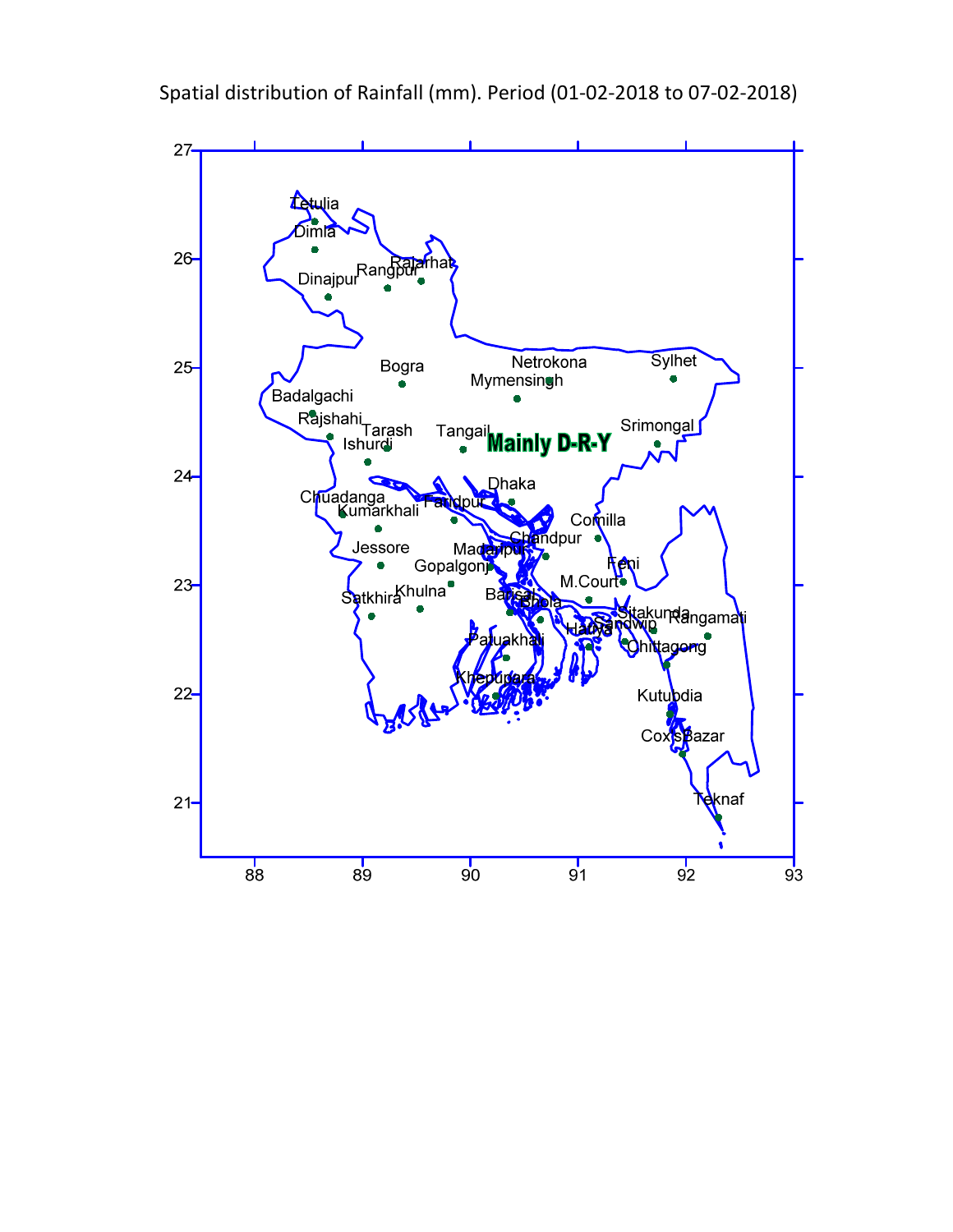Spatial distribution of Rainfall (mm). Period (01-02-2018 to 07-02-2018)

Mainly D-R-Y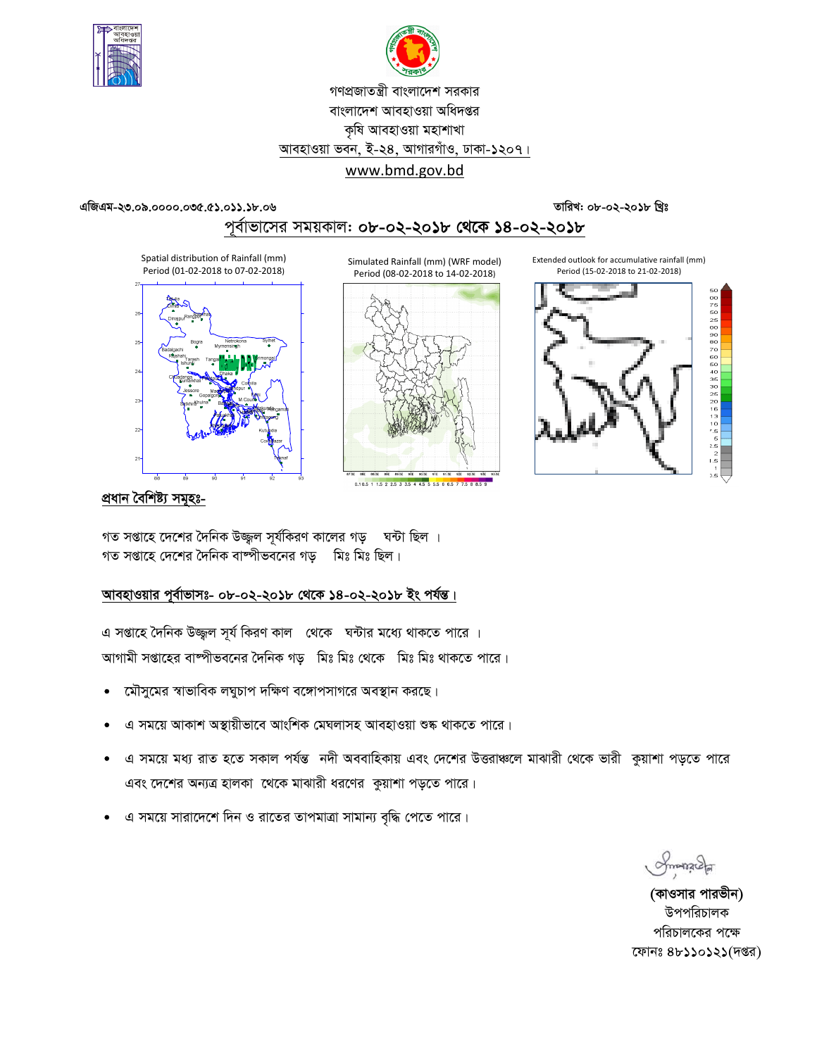গণপ্রজাতন্ত্রী বাংলাদেশ সরকার
বাংলাদেশ আবহাওয়া অধিদপ্তর
কৃষি আবহাওয়া মহাশাখা
আবহাওয়া ভবন, ই-২৪, আগারগাঁও, ঢাকা-১২০৭।
www.bmd.gov.bd

এজিএম-২৩.০৯.০০০০.০৩৫.৫১.০১১.১৮.০৬ তারিখ: ০৮-০২-২০১৮ খ্রিঃ

## পূর্বাভাসের সময়কাল: ০৮-০২-২০১৮ থেকে ১৪-০২-২০১৮

Spatial distribution of Rainfall (mm)
Period (01-02-2018 to 07-02-2018)

Simulated Rainfall (mm) (WRF model)
Period (08-02-2018 to 14-02-2018)

Extended outlook for accumulative rainfall (mm)
Period (15-02-2018 to 21-02-2018)

### প্রধান বৈশিষ্ট্য সমূহঃ-

গত সপ্তাহে দেশের দৈনিক উজ্জ্বল সূর্যকিরণ কালের গড় ঘন্টা ছিল ।
গত সপ্তাহে দেশের দৈনিক বাষ্পীভবনের গড় মিঃ মিঃ ছিল।

### আবহাওয়ার পূর্বাভাসঃ- ০৮-০২-২০১৮ থেকে ১৪-০২-২০১৮ ইং পর্যন্ত।

এ সপ্তাহে দৈনিক উজ্জ্বল সূর্য কিরণ কাল থেকে ঘন্টার মধ্যে থাকতে পারে ।
আগামী সপ্তাহের বাষ্পীভবনের দৈনিক গড় মিঃ মিঃ থেকে মিঃ মিঃ থাকতে পারে।

- মৌসুমের স্বাভাবিক লঘুচাপ দক্ষিণ বঙ্গোপসাগরে অবস্থান করছে।
- এ সময়ে আকাশ অস্থায়ীভাবে আংশিক মেঘলাসহ আবহাওয়া শুষ্ক থাকতে পারে।
- এ সময়ে মধ্য রাত হতে সকাল পর্যন্ত নদী অববাহিকায় এবং দেশের উত্তরাঞ্চলে মাঝারী থেকে ভারী কুয়াশা পড়তে পারে এবং দেশের অন্যত্র হালকা থেকে মাঝারী ধরণের কুয়াশা পড়তে পারে।
- এ সময়ে সারাদেশে দিন ও রাতের তাপমাত্রা সামান্য বৃদ্ধি পেতে পারে।

**(কাওসার পারভীন)**
উপপরিচালক
পরিচালকের পক্ষে
ফোনঃ ৪৮১১০১২১(দপ্তর)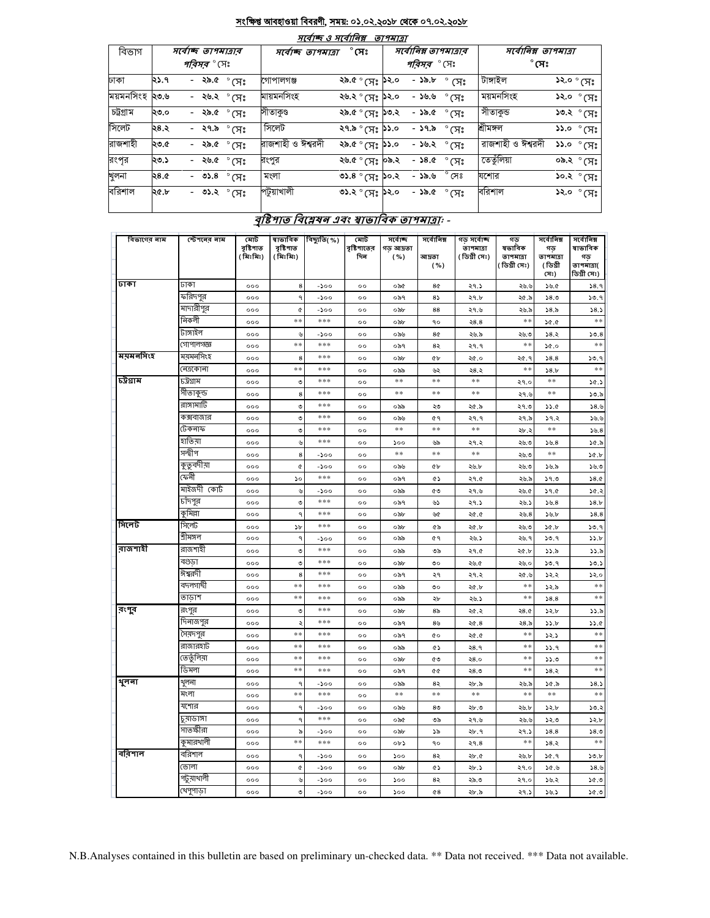## সংক্ষিপ্ত আবহাওয়া বিবরণী, সময়: ০১.০২.২০১৮ থেকে ০৭.০২.২০১৮

### সর্বোচ্চ ও সর্বোনিম্ন তাপমাত্রা

| বিভাগ | সর্বোচ্চ তাপমাত্রার পরিসর °সেঃ | সর্বোচ্চ তাপমাত্রা °সেঃ | | সর্বোনিম্ন তাপমাত্রার পরিসর °সেঃ | সর্বোনিম্ন তাপমাত্রা °সেঃ | |
|---|---|---|---|---|---|---|
| ঢাকা | ২১.৭ - ২৯.৫ °সেঃ | গোপালগঞ্জ | ২৯.৫ °সেঃ | ১২.০ - ১৯.৮ °সেঃ | টাঙ্গাইল | ১২.০ °সেঃ |
| ময়মনসিংহ | ২৩.৬ - ২৬.২ °সেঃ | ময়মনসিংহ | ২৬.২ °সেঃ | ১২.০ - ১৬.৬ °সেঃ | ময়মনসিংহ | ১২.০ °সেঃ |
| চট্টগ্রাম | ২৩.০ - ২৯.৫ °সেঃ | সীতাকুণ্ড | ২৯.৫ °সেঃ | ১৩.২ - ১৯.৫ °সেঃ | সীতাকুন্ড | ১৩.২ °সেঃ |
| সিলেট | ২৪.২ - ২৭.৯ °সেঃ | সিলেট | ২৭.৯ °সেঃ | ১১.০ - ১৭.৯ °সেঃ | শ্রীমঙ্গল | ১১.০ °সেঃ |
| রাজশাহী | ২৩.৫ - ২৯.৫ °সেঃ | রাজশাহী ও ঈশ্বরদী | ২৯.৫ °সেঃ | ১১.০ - ১৬.২ °সেঃ | রাজশাহী ও ঈশ্বরদী | ১১.০ °সেঃ |
| রংপুর | ২৩.১ - ২৬.৫ °সেঃ | রংপুর | ২৬.৫ °সেঃ | ০৯.২ - ১৪.৫ °সেঃ | তেতুঁলিয়া | ০৯.২ °সেঃ |
| খুলনা | ২৪.৫ - ৩১.৪ °সেঃ | মংলা | ৩১.৪ °সেঃ | ১০.২ - ১৯.৬ °সেঃ | যশোর | ১০.২ °সেঃ |
| বরিশাল | ২৫.৮ - ৩১.২ °সেঃ | পটুয়াখালী | ৩১.২ °সেঃ | ১২.০ - ১৯.৫ °সেঃ | বরিশাল | ১২.০ °সেঃ |

### বৃষ্টিপাত বিশ্লেষন এবং স্বাভাবিক তাপমাত্রাঃ -

| বিভাগের নাম | স্টেশনের নাম | মোট বৃষ্টিপাত (মিঃমিঃ) | স্বাভাবিক বৃষ্টিপাত (মিঃমিঃ) | বিচ্যুতি(%) | মোট বৃষ্টিপাতের দিন | সর্বোচ্চ গড় আদ্রতা (%) | সর্বোনিম্ন আদ্রতা (%) | গড় সর্বোচ্চ তাপমাত্রা (ডিগ্রী সেঃ) | গড় স্বাভাবিক তাপমাত্রা (ডিগ্রী সেঃ) | সর্বোনিম্ন গড় তাপমাত্রা (ডিগ্রী সেঃ) | সর্বোনিম্ন স্বাভাবিক গড় তাপমাত্রা(ডিগ্রী সেঃ) |
|---|---|---|---|---|---|---|---|---|---|---|---|
| ঢাকা | ঢাকা | ০০০ | ৪ | -১০০ | ০০ | ০৯৫ | ৪৫ | ২৭.১ | ২৬.৬ | ১৬.৫ | ১৪.৭ |
| | ফরিদপুর | ০০০ | ৭ | -১০০ | ০০ | ০৯৭ | ৪১ | ২৭.৮ | ২৫.৯ | ১৪.৩ | ১৩.৭ |
| | মাদারীপুর | ০০০ | ৫ | -১০০ | ০০ | ০৯৮ | ৪৪ | ২৭.৬ | ২৬.৯ | ১৪.৯ | ১৪.১ |
| | নিকলী | ০০০ | ** | *** | ০০ | ০৯৮ | ৭০ | ২৪.৪ | ** | ১৫.৫ | ** |
| | টাঙ্গাইল | ০০০ | ৬ | -১০০ | ০০ | ০৯৬ | ৪৫ | ২৬.৯ | ২৬.৩ | ১৪.২ | ১৩.৪ |
| | গোপালগঞ্জ | ০০০ | ** | *** | ০০ | ০৯৭ | ৪২ | ২৭.৭ | ** | ১৫.০ | ** |
| ময়মনসিংহ | ময়মনসিংহ | ০০০ | ৪ | *** | ০০ | ০৯৮ | ৫৮ | ২৫.০ | ২৫.৭ | ১৪.৪ | ১৩.৭ |
| | নেত্রকোনা | ০০০ | ** | *** | ০০ | ০৯৯ | ৬২ | ২৪.২ | ** | ১৪.৮ | ** |
| চট্টগ্রাম | চট্টগ্রাম | ০০০ | ৩ | *** | ০০ | ** | ** | ** | ২৭.০ | ** | ১৫.১ |
| | সীতাকুন্ড | ০০০ | ৪ | *** | ০০ | ** | ** | ** | ২৭.৬ | ** | ১৩.৯ |
| | রাঙ্গামাটি | ০০০ | ৩ | *** | ০০ | ০৯৯ | ২৩ | ২৫.৯ | ২৭.৩ | ১১.৫ | ১৪.৬ |
| | কক্সবাজার | ০০০ | ৩ | *** | ০০ | ০৯৬ | ৫৭ | ২৭.৭ | ২৭.৯ | ১৭.২ | ১৬.৬ |
| | টেকনাফ | ০০০ | ৩ | *** | ০০ | ** | ** | ** | ২৮.২ | ** | ১৬.৪ |
| | হাতিয়া | ০০০ | ৬ | *** | ০০ | ১০০ | ৬৯ | ২৭.২ | ২৬.৩ | ১৬.৪ | ১৫.৯ |
| | সন্দ্বীপ | ০০০ | ৪ | -১০০ | ০০ | ** | ** | ** | ২৬.৩ | ** | ১৫.৮ |
| | কুতুবদীয়া | ০০০ | ৫ | -১০০ | ০০ | ০৯৬ | ৫৮ | ২৬.৮ | ২৬.৩ | ১৬.৯ | ১৬.৩ |
| | ফেনী | ০০০ | ১০ | *** | ০০ | ০৯৭ | ৫১ | ২৭.৫ | ২৬.৯ | ১৭.৩ | ১৪.৫ |
| | মাইজদী কোর্ট | ০০০ | ৬ | -১০০ | ০০ | ০৯৯ | ৫৩ | ২৭.৬ | ২৬.৫ | ১৭.৫ | ১৫.২ |
| | চাঁদপুর | ০০০ | ৩ | *** | ০০ | ০৯৭ | ৬১ | ২৭.১ | ২৬.১ | ১৬.৪ | ১৪.৮ |
| | কুমিল্লা | ০০০ | ৭ | *** | ০০ | ০৯৮ | ৬৫ | ২৫.৫ | ২৬.৪ | ১৬.৮ | ১৪.৪ |
| সিলেট | সিলেট | ০০০ | ১৮ | *** | ০০ | ০৯৮ | ৫৯ | ২৫.৮ | ২৬.৩ | ১৫.৮ | ১৩.৭ |
| | শ্রীমঙ্গল | ০০০ | ৭ | -১০০ | ০০ | ০৯৯ | ৫৭ | ২৬.১ | ২৬.৭ | ১৩.৭ | ১১.৮ |
| রাজশাহী | রাজশাহী | ০০০ | ৩ | *** | ০০ | ০৯৯ | ৩৯ | ২৭.৫ | ২৫.৮ | ১১.৯ | ১১.৯ |
| | বগুড়া | ০০০ | ৩ | *** | ০০ | ০৯৮ | ৩০ | ২৬.৫ | ২৬.০ | ১৩.৭ | ১৩.১ |
| | ঈশ্বরদী | ০০০ | ৪ | *** | ০০ | ০৯৭ | ২৭ | ২৭.২ | ২৫.৬ | ১২.২ | ১২.০ |
| | বদলগাছী | ০০০ | ** | *** | ০০ | ০৯৯ | ৩০ | ২৫.৮ | ** | ১২.৯ | ** |
| | তাড়াশ | ০০০ | ** | *** | ০০ | ০৯৯ | ২৮ | ২৬.১ | ** | ১৪.৪ | ** |
| রংপুর | রংপুর | ০০০ | ৩ | *** | ০০ | ০৯৮ | ৪৯ | ২৫.২ | ২৪.৫ | ১২.৮ | ১১.৯ |
| | দিনাজপুর | ০০০ | ২ | *** | ০০ | ০৯৭ | ৪৬ | ২৫.৪ | ২৪.৯ | ১১.৮ | ১১.৫ |
| | সৈয়দপুর | ০০০ | ** | *** | ০০ | ০৯৭ | ৫০ | ২৫.৫ | ** | ১২.১ | ** |
| | রাজারহাট | ০০০ | ** | *** | ০০ | ০৯৯ | ৫১ | ২৪.৭ | ** | ১১.৭ | ** |
| | তেতুঁলিয়া | ০০০ | ** | *** | ০০ | ০৯৮ | ৫৩ | ২৪.০ | ** | ১১.৩ | ** |
| | ডিমলা | ০০০ | ** | *** | ০০ | ০৯৭ | ৫৫ | ২৪.৩ | ** | ১৪.২ | ** |
| খুলনা | খুলনা | ০০০ | ৭ | -১০০ | ০০ | ০৯৯ | ৪২ | ২৮.৯ | ২৬.৯ | ১৫.৯ | ১৪.১ |
| | মংলা | ০০০ | ** | *** | ০০ | ** | ** | ** | ** | ** | ** |
| | যশোর | ০০০ | ৭ | -১০০ | ০০ | ০৯৬ | ৪৩ | ২৮.৩ | ২৬.৮ | ১২.৮ | ১৩.২ |
| | চুয়াডাঙ্গা | ০০০ | ৭ | *** | ০০ | ০৯৫ | ৩৯ | ২৭.৬ | ২৬.৬ | ১২.৩ | ১২.৮ |
| | সাতক্ষীরা | ০০০ | ৯ | -১০০ | ০০ | ০৯৮ | ১৯ | ২৮.৭ | ২৭.১ | ১৪.৪ | ১৪.৩ |
| | কুমারখালী | ০০০ | ** | *** | ০০ | ০৮১ | ৭০ | ২৭.৪ | ** | ১৪.২ | ** |
| বরিশাল | বরিশাল | ০০০ | ৭ | -১০০ | ০০ | ১০০ | ৪২ | ২৮.৫ | ২৬.৮ | ১৫.৭ | ১৩.৮ |
| | ভোলা | ০০০ | ৫ | -১০০ | ০০ | ০৯৮ | ৫১ | ২৮.১ | ২৭.০ | ১৫.৬ | ১৪.৬ |
| | পটুয়াখালী | ০০০ | ৬ | -১০০ | ০০ | ১০০ | ৪২ | ২৯.৩ | ২৭.০ | ১৬.২ | ১৫.৩ |
| | খেপুপাড়া | ০০০ | ৩ | -১০০ | ০০ | ১০০ | ৫৪ | ২৮.৯ | ২৭.১ | ১৬.১ | ১৫.৩ |

N.B.Analyses contained in this bulletin are based on preliminary un-checked data. ** Data not received. *** Data not available.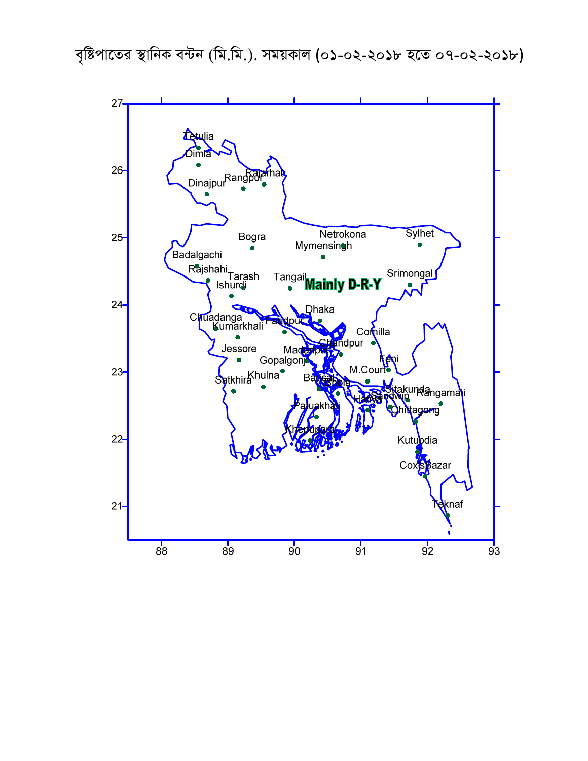বৃষ্টিপাতের স্থানিক বন্টন (মি.মি.). সময়কাল (০১-০২-২০১৮ হতে ০৭-০২-২০১৮)

27
26
25
24
23
22
21

88
89
90
91
92
93

Tetulia
Dimla
Dinajpur
Rangpur
Rajarhat
Bogra
Netrokona
Sylhet
Mymensingh
Badalgachi
Rajshahi
Tarash
Tangail
Srimongal
Ishurdi
Mainly D-R-Y
Dhaka
Chuadanga
Kumarkhali
Faridpur
Comilla
Chandpur
Jessore
Madaripur
Gopalgonj
Feni
M.Court
Satkhira
Khulna
Barisal
Bhola
Sitakunda
Sandwip
Rangamati
Hatiya
Chittagong
Patuakhali
Khepupara
Kutubdia
Cox'sBazar
Teknaf